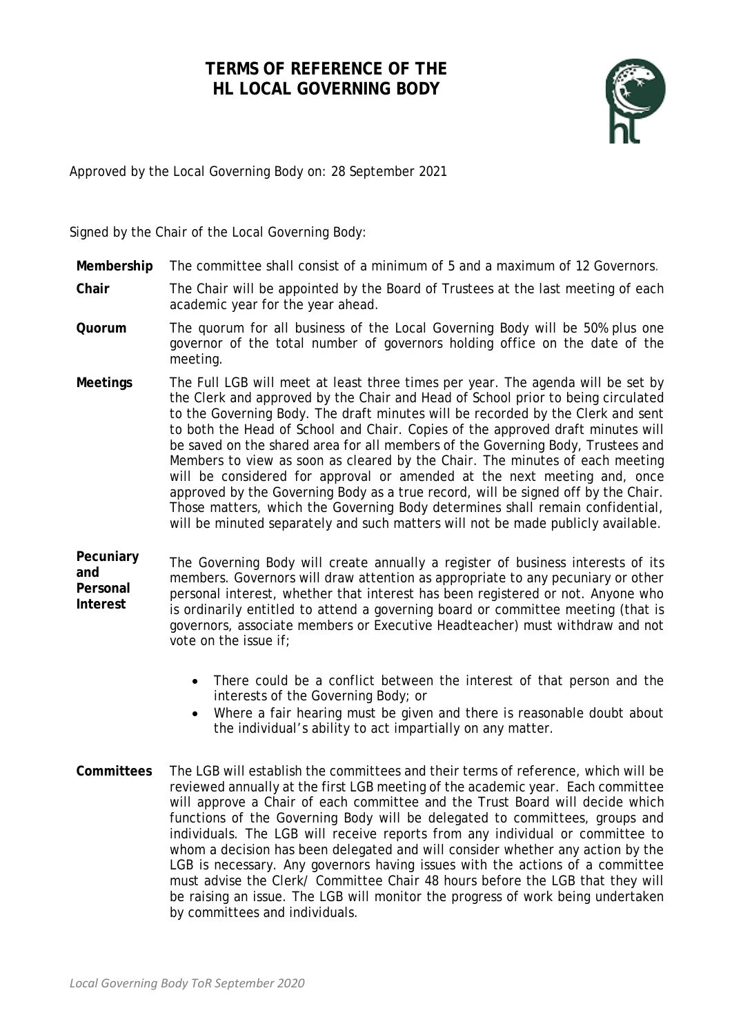# TERMS OF REFERENCE OF THE HL LOCAL GOVERNING BODY

Approved by the Local Governing Body on: 28 September 2021

Signed by the Chair of the Local Governing Body:

**Membership** The committee shall consist of a minimum of 5 and a maximum of 12 Governors.

**Chair** The Chair will be appointed by the Board of Trustees at the last meeting of each academic year for the year ahead.

**Quorum** The quorum for all business of the Local Governing Body will be 50% plus one governor of the total number of governors holding office on the date of the meeting.

**Meetings** The Full LGB will meet at least three times per year. The agenda will be set by the Clerk and approved by the Chair and Head of School prior to being circulated to the Governing Body. The draft minutes will be recorded by the Clerk and sent to both the Head of School and Chair. Copies of the approved draft minutes will be saved on the shared area for all members of the Governing Body, Trustees and Members to view as soon as cleared by the Chair. The minutes of each meeting will be considered for approval or amended at the next meeting and, once approved by the Governing Body as a true record, will be signed off by the Chair. Those matters, which the Governing Body determines shall remain confidential, will be minuted separately and such matters will not be made publicly available.

**Pecuniary and Personal Interest** The Governing Body will create annually a register of business interests of its members. Governors will draw attention as appropriate to any pecuniary or other personal interest, whether that interest has been registered or not. Anyone who is ordinarily entitled to attend a governing board or committee meeting (that is governors, associate members or Executive Headteacher) must withdraw and not vote on the issue if;

- There could be a conflict between the interest of that person and the interests of the Governing Body; or
- Where a fair hearing must be given and there is reasonable doubt about the individual's ability to act impartially on any matter.

**Committees** The LGB will establish the committees and their terms of reference, which will be reviewed annually at the first LGB meeting of the academic year. Each committee will approve a Chair of each committee and the Trust Board will decide which functions of the Governing Body will be delegated to committees, groups and individuals. The LGB will receive reports from any individual or committee to whom a decision has been delegated and will consider whether any action by the LGB is necessary. Any governors having issues with the actions of a committee must advise the Clerk/ Committee Chair 48 hours before the LGB that they will be raising an issue. The LGB will monitor the progress of work being undertaken by committees and individuals.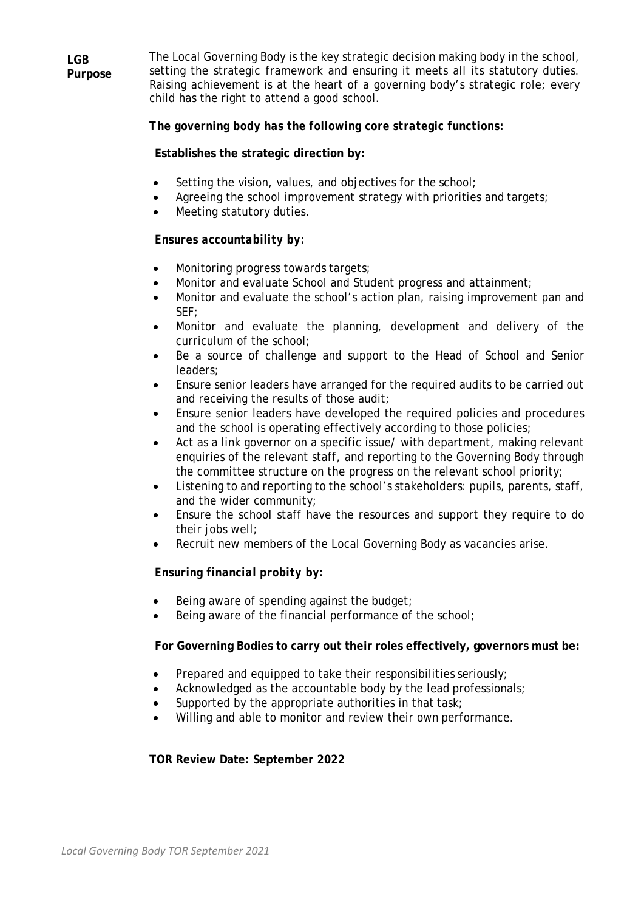**LGB Purpose**

The Local Governing Body is the key strategic decision making body in the school, setting the strategic framework and ensuring it meets all its statutory duties. Raising achievement is at the heart of a governing body's strategic role; every child has the right to attend a good school.

***The governing body has the following core strategic functions:***

**Establishes the strategic direction by:**

- Setting the vision, values, and objectives for the school;
- Agreeing the school improvement strategy with priorities and targets;
- Meeting statutory duties.

***Ensures accountability by:***

- Monitoring progress towards targets;
- Monitor and evaluate School and Student progress and attainment;
- Monitor and evaluate the school's action plan, raising improvement pan and SEF;
- Monitor and evaluate the planning, development and delivery of the curriculum of the school;
- Be a source of challenge and support to the Head of School and Senior leaders;
- Ensure senior leaders have arranged for the required audits to be carried out and receiving the results of those audit;
- Ensure senior leaders have developed the required policies and procedures and the school is operating effectively according to those policies;
- Act as a link governor on a specific issue/ with department, making relevant enquiries of the relevant staff, and reporting to the Governing Body through the committee structure on the progress on the relevant school priority;
- Listening to and reporting to the school's stakeholders: pupils, parents, staff, and the wider community;
- Ensure the school staff have the resources and support they require to do their jobs well;
- Recruit new members of the Local Governing Body as vacancies arise.

***Ensuring financial probity by:***

- Being aware of spending against the budget;
- Being aware of the financial performance of the school;

**For Governing Bodies to carry out their roles effectively, governors must be:**

- Prepared and equipped to take their responsibilities seriously;
- Acknowledged as the accountable body by the lead professionals;
- Supported by the appropriate authorities in that task;
- Willing and able to monitor and review their own performance.

**TOR Review Date: September 2022**